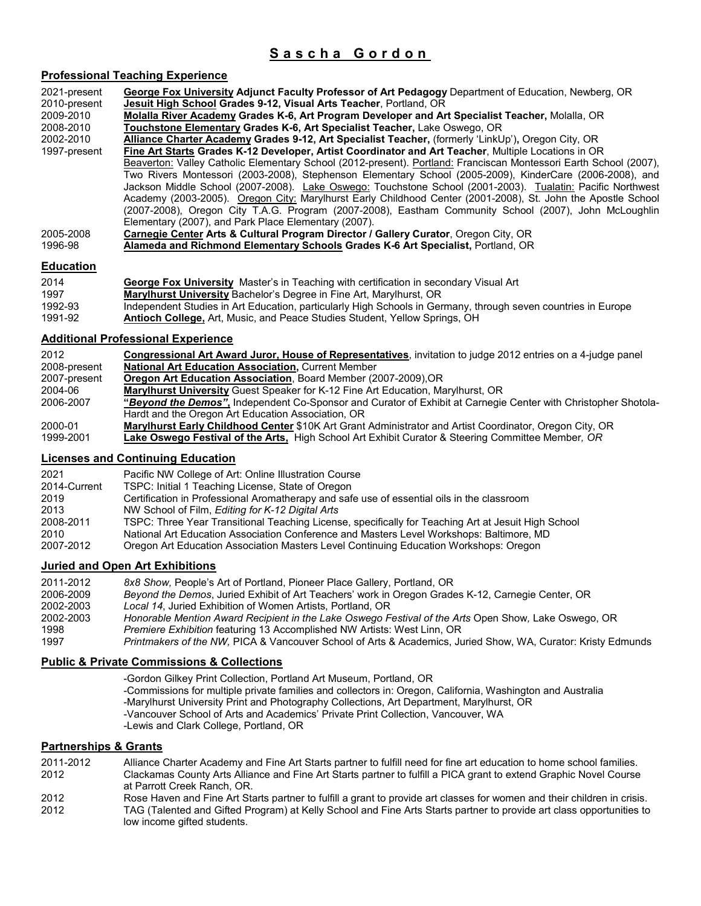# Sascha Gordon

## Professional Teaching Experience

| | |
|---|---|
| 2021-present | **George Fox University Adjunct Faculty Professor of Art Pedagogy** Department of Education, Newberg, OR |
| 2010-present | **Jesuit High School Grades 9-12, Visual Arts Teacher**, Portland, OR |
| 2009-2010 | **Molalla River Academy Grades K-6, Art Program Developer and Art Specialist Teacher,** Molalla, OR |
| 2008-2010 | **Touchstone Elementary Grades K-6, Art Specialist Teacher,** Lake Oswego, OR |
| 2002-2010 | **Alliance Charter Academy Grades 9-12, Art Specialist Teacher,** (formerly 'LinkUp')**,** Oregon City, OR |
| 1997-present | **Fine Art Starts Grades K-12 Developer, Artist Coordinator and Art Teacher**, Multiple Locations in OR<br>Beaverton: Valley Catholic Elementary School (2012-present). Portland: Franciscan Montessori Earth School (2007), Two Rivers Montessori (2003-2008), Stephenson Elementary School (2005-2009), KinderCare (2006-2008), and Jackson Middle School (2007-2008). Lake Oswego: Touchstone School (2001-2003). Tualatin: Pacific Northwest Academy (2003-2005). Oregon City: Marylhurst Early Childhood Center (2001-2008), St. John the Apostle School (2007-2008), Oregon City T.A.G. Program (2007-2008), Eastham Community School (2007), John McLoughlin Elementary (2007), and Park Place Elementary (2007). |
| 2005-2008 | **Carnegie Center Arts & Cultural Program Director / Gallery Curator**, Oregon City, OR |
| 1996-98 | **Alameda and Richmond Elementary Schools Grades K-6 Art Specialist,** Portland, OR |

## Education

| | |
|---|---|
| 2014 | **George Fox University** Master's in Teaching with certification in secondary Visual Art |
| 1997 | **Marylhurst University** Bachelor's Degree in Fine Art, Marylhurst, OR |
| 1992-93 | Independent Studies in Art Education, particularly High Schools in Germany, through seven countries in Europe |
| 1991-92 | **Antioch College,** Art, Music, and Peace Studies Student, Yellow Springs, OH |

## Additional Professional Experience

| | |
|---|---|
| 2012 | **Congressional Art Award Juror, House of Representatives**, invitation to judge 2012 entries on a 4-judge panel |
| 2008-present | **National Art Education Association,** Current Member |
| 2007-present | **Oregon Art Education Association**, Board Member (2007-2009),OR |
| 2004-06 | **Marylhurst University** Guest Speaker for K-12 Fine Art Education, Marylhurst, OR |
| 2006-2007 | **"*Beyond the Demos*",** Independent Co-Sponsor and Curator of Exhibit at Carnegie Center with Christopher Shotola-Hardt and the Oregon Art Education Association, OR |
| 2000-01 | **Marylhurst Early Childhood Center** $10K Art Grant Administrator and Artist Coordinator, Oregon City, OR |
| 1999-2001 | **Lake Oswego Festival of the Arts,** High School Art Exhibit Curator & Steering Committee Member*, OR* |

## Licenses and Continuing Education

| | |
|---|---|
| 2021 | Pacific NW College of Art: Online Illustration Course |
| 2014-Current | TSPC: Initial 1 Teaching License, State of Oregon |
| 2019 | Certification in Professional Aromatherapy and safe use of essential oils in the classroom |
| 2013 | NW School of Film, *Editing for K-12 Digital Arts* |
| 2008-2011 | TSPC: Three Year Transitional Teaching License, specifically for Teaching Art at Jesuit High School |
| 2010 | National Art Education Association Conference and Masters Level Workshops: Baltimore, MD |
| 2007-2012 | Oregon Art Education Association Masters Level Continuing Education Workshops: Oregon |

## Juried and Open Art Exhibitions

| | |
|---|---|
| 2011-2012 | *8x8 Show,* People's Art of Portland, Pioneer Place Gallery, Portland, OR |
| 2006-2009 | *Beyond the Demos*, Juried Exhibit of Art Teachers' work in Oregon Grades K-12, Carnegie Center, OR |
| 2002-2003 | *Local 14*, Juried Exhibition of Women Artists, Portland, OR |
| 2002-2003 | *Honorable Mention Award Recipient in the Lake Oswego Festival of the Arts* Open Show*,* Lake Oswego, OR |
| 1998 | *Premiere Exhibition* featuring 13 Accomplished NW Artists: West Linn, OR |
| 1997 | *Printmakers of the NW,* PICA & Vancouver School of Arts & Academics, Juried Show, WA, Curator: Kristy Edmunds |

## Public & Private Commissions & Collections

- Gordon Gilkey Print Collection, Portland Art Museum, Portland, OR
- Commissions for multiple private families and collectors in: Oregon, California, Washington and Australia
- Marylhurst University Print and Photography Collections, Art Department, Marylhurst, OR
- Vancouver School of Arts and Academics' Private Print Collection, Vancouver, WA
- Lewis and Clark College, Portland, OR

## Partnerships & Grants

| | |
|---|---|
| 2011-2012 | Alliance Charter Academy and Fine Art Starts partner to fulfill need for fine art education to home school families. |
| 2012 | Clackamas County Arts Alliance and Fine Art Starts partner to fulfill a PICA grant to extend Graphic Novel Course at Parrott Creek Ranch, OR. |
| 2012 | Rose Haven and Fine Art Starts partner to fulfill a grant to provide art classes for women and their children in crisis. |
| 2012 | TAG (Talented and Gifted Program) at Kelly School and Fine Arts Starts partner to provide art class opportunities to low income gifted students. |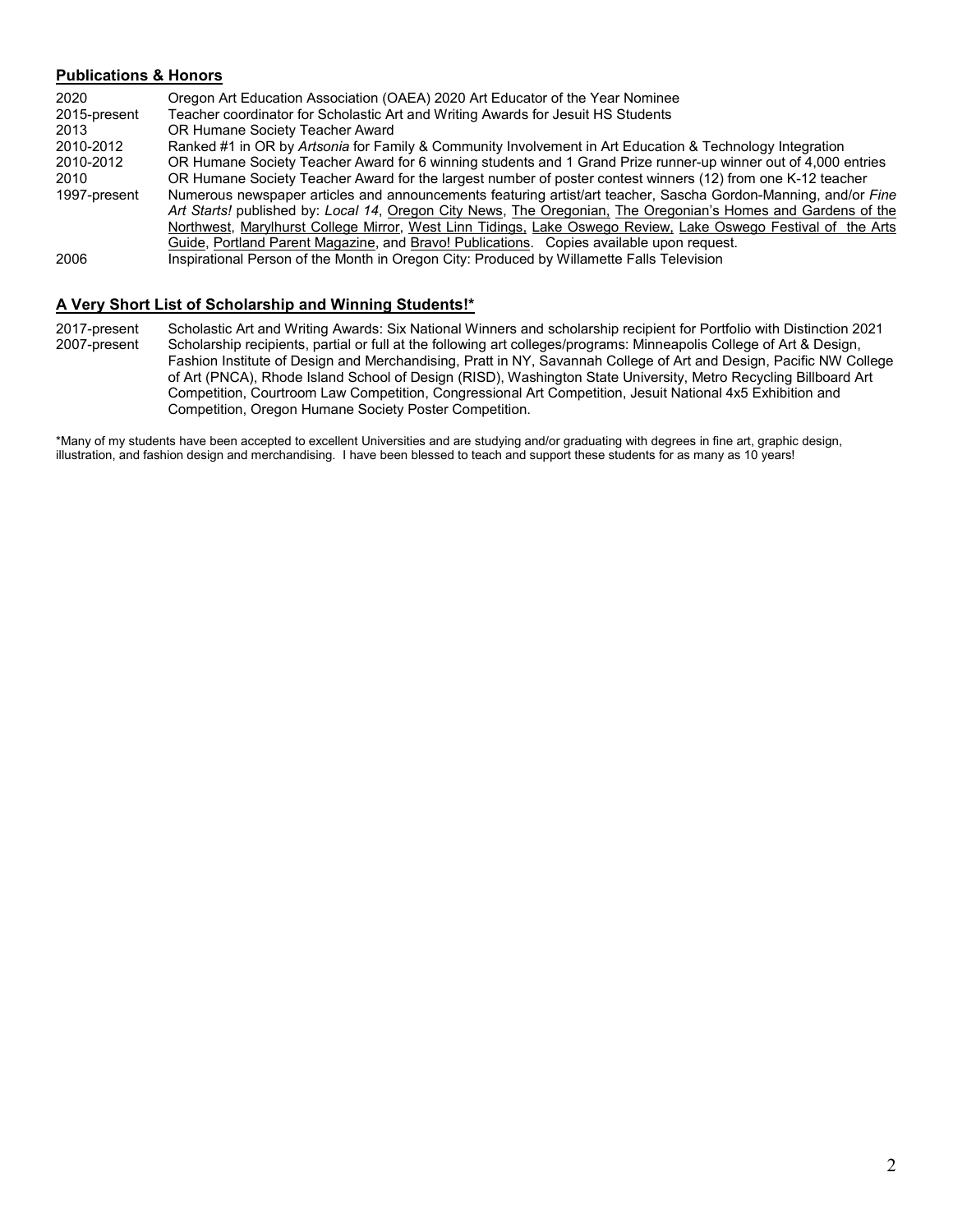**Publications & Honors**

| | |
|---|---|
| 2020 | Oregon Art Education Association (OAEA) 2020 Art Educator of the Year Nominee |
| 2015-present | Teacher coordinator for Scholastic Art and Writing Awards for Jesuit HS Students |
| 2013 | OR Humane Society Teacher Award |
| 2010-2012 | Ranked #1 in OR by *Artsonia* for Family & Community Involvement in Art Education & Technology Integration |
| 2010-2012 | OR Humane Society Teacher Award for 6 winning students and 1 Grand Prize runner-up winner out of 4,000 entries |
| 2010 | OR Humane Society Teacher Award for the largest number of poster contest winners (12) from one K-12 teacher |
| 1997-present | Numerous newspaper articles and announcements featuring artist/art teacher, Sascha Gordon-Manning, and/or *Fine Art Starts!* published by: *Local 14*, Oregon City News, The Oregonian, The Oregonian's Homes and Gardens of the Northwest, Marylhurst College Mirror, West Linn Tidings, Lake Oswego Review, Lake Oswego Festival of the Arts Guide, Portland Parent Magazine, and Bravo! Publications. Copies available upon request. |
| 2006 | Inspirational Person of the Month in Oregon City: Produced by Willamette Falls Television |

**A Very Short List of Scholarship and Winning Students!***

| | |
|---|---|
| 2017-present | Scholastic Art and Writing Awards: Six National Winners and scholarship recipient for Portfolio with Distinction 2021 |
| 2007-present | Scholarship recipients, partial or full at the following art colleges/programs: Minneapolis College of Art & Design, Fashion Institute of Design and Merchandising, Pratt in NY, Savannah College of Art and Design, Pacific NW College of Art (PNCA), Rhode Island School of Design (RISD), Washington State University, Metro Recycling Billboard Art Competition, Courtroom Law Competition, Congressional Art Competition, Jesuit National 4x5 Exhibition and Competition, Oregon Humane Society Poster Competition. |

*Many of my students have been accepted to excellent Universities and are studying and/or graduating with degrees in fine art, graphic design, illustration, and fashion design and merchandising. I have been blessed to teach and support these students for as many as 10 years!